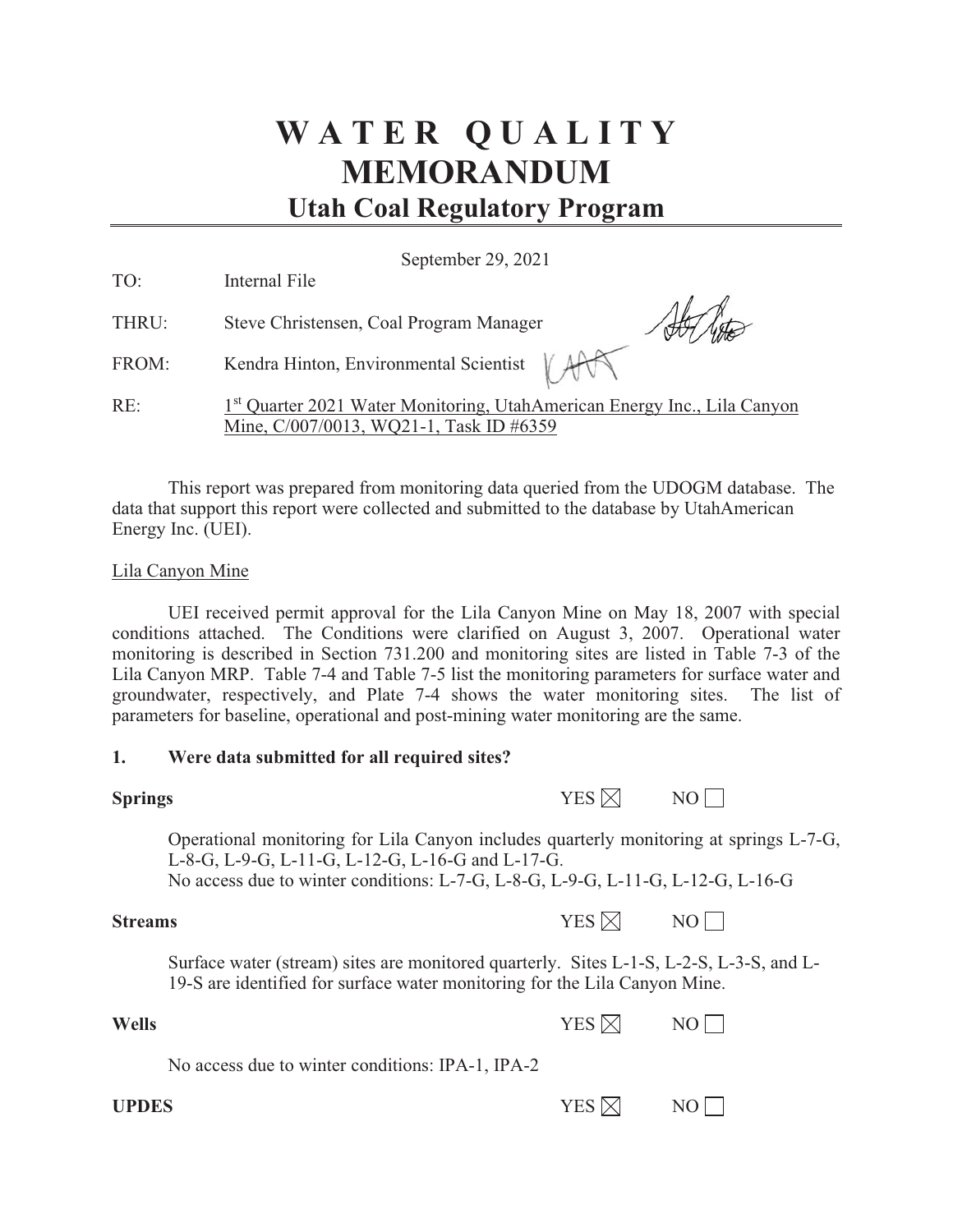# WATER QUALITY MEMORANDUM

## Utah Coal Regulatory Program

September 29, 2021

TO: Internal File

THRU: Steve Christensen, Coal Program Manager

FROM: Kendra Hinton, Environmental Scientist

RE: 1st Quarter 2021 Water Monitoring, UtahAmerican Energy Inc., Lila Canyon Mine, C/007/0013, WQ21-1, Task ID #6359

This report was prepared from monitoring data queried from the UDOGM database. The data that support this report were collected and submitted to the database by UtahAmerican Energy Inc. (UEI).

Lila Canyon Mine

UEI received permit approval for the Lila Canyon Mine on May 18, 2007 with special conditions attached. The Conditions were clarified on August 3, 2007. Operational water monitoring is described in Section 731.200 and monitoring sites are listed in Table 7-3 of the Lila Canyon MRP. Table 7-4 and Table 7-5 list the monitoring parameters for surface water and groundwater, respectively, and Plate 7-4 shows the water monitoring sites. The list of parameters for baseline, operational and post-mining water monitoring are the same.

### 1. Were data submitted for all required sites?

**Springs** YES ☒ NO ☐

Operational monitoring for Lila Canyon includes quarterly monitoring at springs L-7-G, L-8-G, L-9-G, L-11-G, L-12-G, L-16-G and L-17-G.
No access due to winter conditions: L-7-G, L-8-G, L-9-G, L-11-G, L-12-G, L-16-G

**Streams** YES ☒ NO ☐

Surface water (stream) sites are monitored quarterly. Sites L-1-S, L-2-S, L-3-S, and L-19-S are identified for surface water monitoring for the Lila Canyon Mine.

**Wells** YES ☒ NO ☐

No access due to winter conditions: IPA-1, IPA-2

**UPDES** YES ☒ NO ☐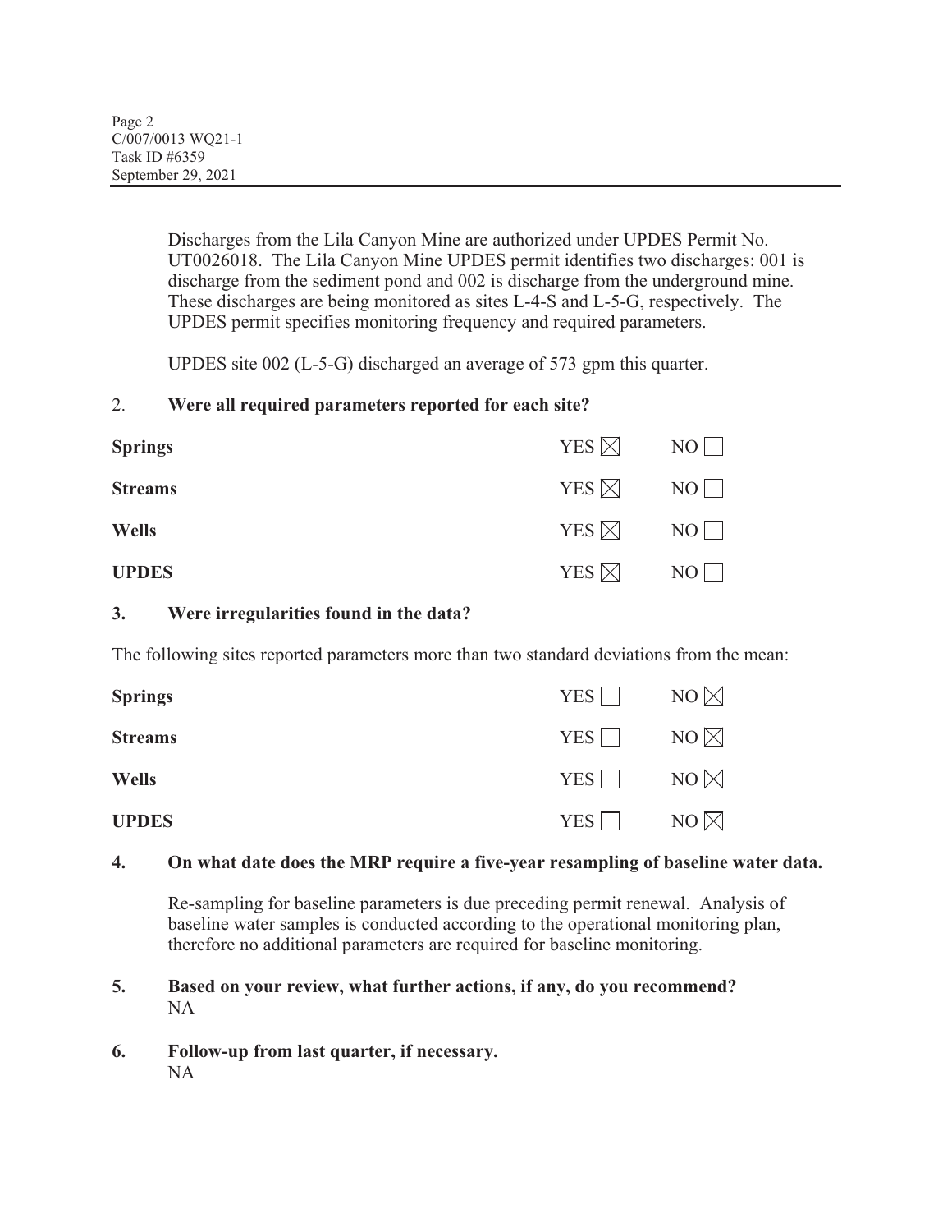Discharges from the Lila Canyon Mine are authorized under UPDES Permit No. UT0026018. The Lila Canyon Mine UPDES permit identifies two discharges: 001 is discharge from the sediment pond and 002 is discharge from the underground mine. These discharges are being monitored as sites L-4-S and L-5-G, respectively. The UPDES permit specifies monitoring frequency and required parameters.

UPDES site 002 (L-5-G) discharged an average of 573 gpm this quarter.

2. **Were all required parameters reported for each site?**

| | | |
|---|---|---|
| **Springs** | YES ☒ | NO ☐ |
| **Streams** | YES ☒ | NO ☐ |
| **Wells** | YES ☒ | NO ☐ |
| **UPDES** | YES ☒ | NO ☐ |

**3. Were irregularities found in the data?**

The following sites reported parameters more than two standard deviations from the mean:

| | | |
|---|---|---|
| **Springs** | YES ☐ | NO ☒ |
| **Streams** | YES ☐ | NO ☒ |
| **Wells** | YES ☐ | NO ☒ |
| **UPDES** | YES ☐ | NO ☒ |

**4. On what date does the MRP require a five-year resampling of baseline water data.**

Re-sampling for baseline parameters is due preceding permit renewal. Analysis of baseline water samples is conducted according to the operational monitoring plan, therefore no additional parameters are required for baseline monitoring.

**5. Based on your review, what further actions, if any, do you recommend?**
NA

**6. Follow-up from last quarter, if necessary.**
NA